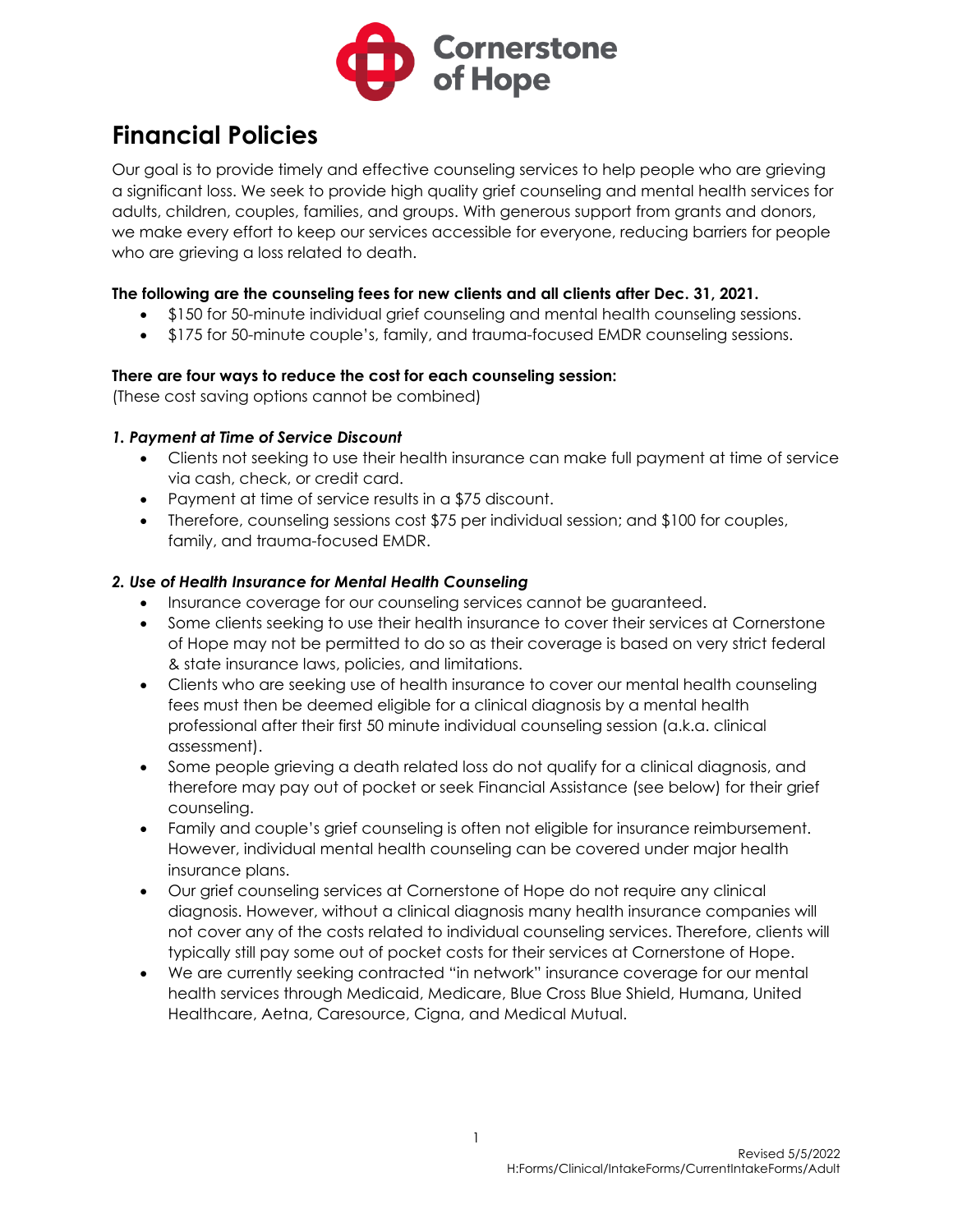Cornerstone of Hope

# Financial Policies

Our goal is to provide timely and effective counseling services to help people who are grieving a significant loss. We seek to provide high quality grief counseling and mental health services for adults, children, couples, families, and groups. With generous support from grants and donors, we make every effort to keep our services accessible for everyone, reducing barriers for people who are grieving a loss related to death.

**The following are the counseling fees for new clients and all clients after Dec. 31, 2021.**

- $150 for 50-minute individual grief counseling and mental health counseling sessions.
- $175 for 50-minute couple's, family, and trauma-focused EMDR counseling sessions.

**There are four ways to reduce the cost for each counseling session:**
(These cost saving options cannot be combined)

***1. Payment at Time of Service Discount***

- Clients not seeking to use their health insurance can make full payment at time of service via cash, check, or credit card.
- Payment at time of service results in a $75 discount.
- Therefore, counseling sessions cost $75 per individual session; and $100 for couples, family, and trauma-focused EMDR.

***2. Use of Health Insurance for Mental Health Counseling***

- Insurance coverage for our counseling services cannot be guaranteed.
- Some clients seeking to use their health insurance to cover their services at Cornerstone of Hope may not be permitted to do so as their coverage is based on very strict federal & state insurance laws, policies, and limitations.
- Clients who are seeking use of health insurance to cover our mental health counseling fees must then be deemed eligible for a clinical diagnosis by a mental health professional after their first 50 minute individual counseling session (a.k.a. clinical assessment).
- Some people grieving a death related loss do not qualify for a clinical diagnosis, and therefore may pay out of pocket or seek Financial Assistance (see below) for their grief counseling.
- Family and couple's grief counseling is often not eligible for insurance reimbursement. However, individual mental health counseling can be covered under major health insurance plans.
- Our grief counseling services at Cornerstone of Hope do not require any clinical diagnosis. However, without a clinical diagnosis many health insurance companies will not cover any of the costs related to individual counseling services. Therefore, clients will typically still pay some out of pocket costs for their services at Cornerstone of Hope.
- We are currently seeking contracted "in network" insurance coverage for our mental health services through Medicaid, Medicare, Blue Cross Blue Shield, Humana, United Healthcare, Aetna, Caresource, Cigna, and Medical Mutual.

Revised 5/5/2022
H:Forms/Clinical/IntakeForms/CurrentIntakeForms/Adult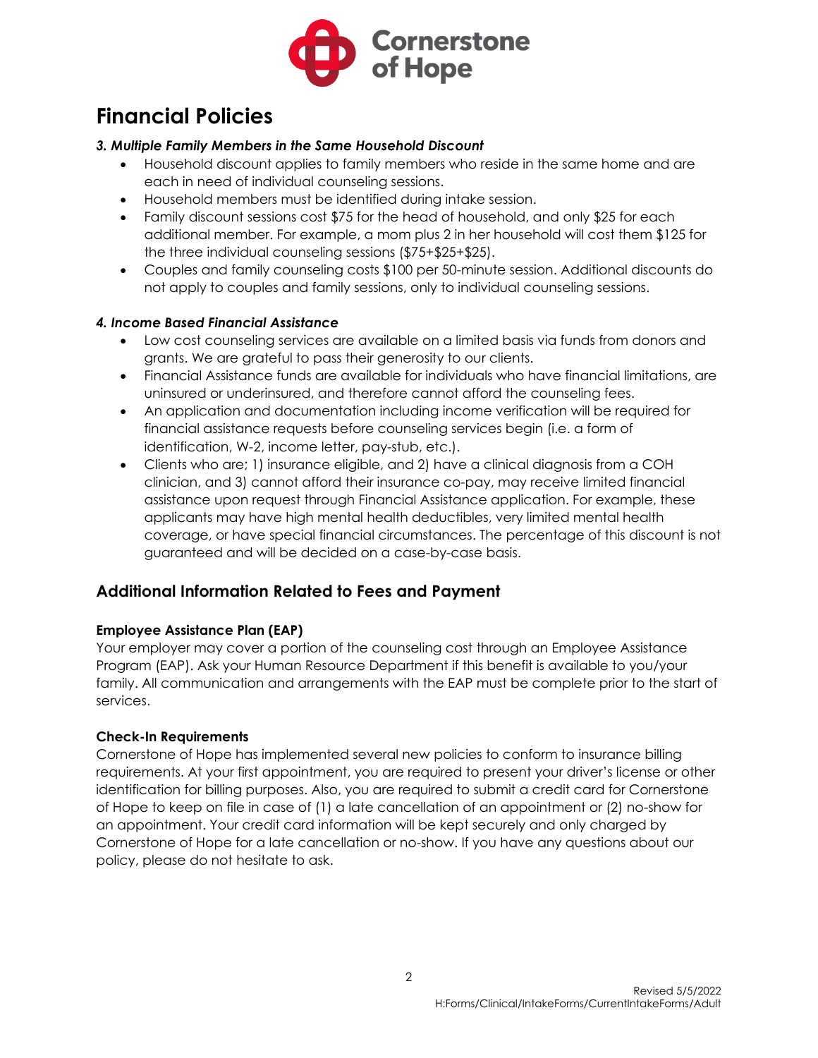# Financial Policies

***3. Multiple Family Members in the Same Household Discount***

- Household discount applies to family members who reside in the same home and are each in need of individual counseling sessions.
- Household members must be identified during intake session.
- Family discount sessions cost $75 for the head of household, and only $25 for each additional member. For example, a mom plus 2 in her household will cost them $125 for the three individual counseling sessions ($75+$25+$25).
- Couples and family counseling costs $100 per 50-minute session. Additional discounts do not apply to couples and family sessions, only to individual counseling sessions.

***4. Income Based Financial Assistance***

- Low cost counseling services are available on a limited basis via funds from donors and grants. We are grateful to pass their generosity to our clients.
- Financial Assistance funds are available for individuals who have financial limitations, are uninsured or underinsured, and therefore cannot afford the counseling fees.
- An application and documentation including income verification will be required for financial assistance requests before counseling services begin (i.e. a form of identification, W-2, income letter, pay-stub, etc.).
- Clients who are; 1) insurance eligible, and 2) have a clinical diagnosis from a COH clinician, and 3) cannot afford their insurance co-pay, may receive limited financial assistance upon request through Financial Assistance application. For example, these applicants may have high mental health deductibles, very limited mental health coverage, or have special financial circumstances. The percentage of this discount is not guaranteed and will be decided on a case-by-case basis.

## Additional Information Related to Fees and Payment

**Employee Assistance Plan (EAP)**

Your employer may cover a portion of the counseling cost through an Employee Assistance Program (EAP). Ask your Human Resource Department if this benefit is available to you/your family. All communication and arrangements with the EAP must be complete prior to the start of services.

**Check-In Requirements**

Cornerstone of Hope has implemented several new policies to conform to insurance billing requirements. At your first appointment, you are required to present your driver's license or other identification for billing purposes. Also, you are required to submit a credit card for Cornerstone of Hope to keep on file in case of (1) a late cancellation of an appointment or (2) no-show for an appointment. Your credit card information will be kept securely and only charged by Cornerstone of Hope for a late cancellation or no-show. If you have any questions about our policy, please do not hesitate to ask.

Revised 5/5/2022
H:Forms/Clinical/IntakeForms/CurrentIntakeForms/Adult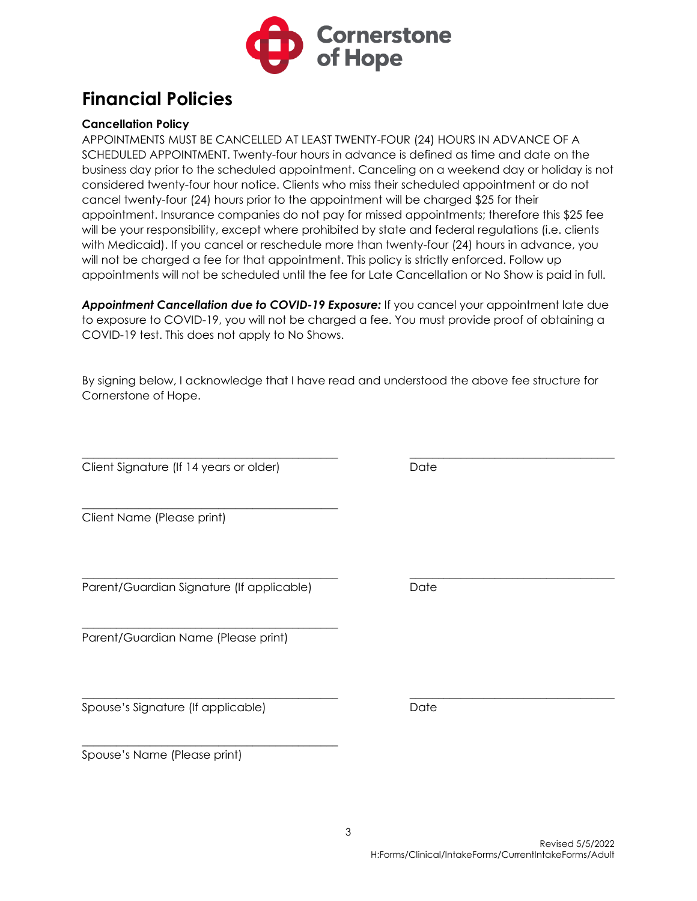Cornerstone of Hope

# Financial Policies

**Cancellation Policy**

APPOINTMENTS MUST BE CANCELLED AT LEAST TWENTY-FOUR (24) HOURS IN ADVANCE OF A SCHEDULED APPOINTMENT. Twenty-four hours in advance is defined as time and date on the business day prior to the scheduled appointment. Canceling on a weekend day or holiday is not considered twenty-four hour notice. Clients who miss their scheduled appointment or do not cancel twenty-four (24) hours prior to the appointment will be charged $25 for their appointment. Insurance companies do not pay for missed appointments; therefore this $25 fee will be your responsibility, except where prohibited by state and federal regulations (i.e. clients with Medicaid). If you cancel or reschedule more than twenty-four (24) hours in advance, you will not be charged a fee for that appointment. This policy is strictly enforced. Follow up appointments will not be scheduled until the fee for Late Cancellation or No Show is paid in full.

***Appointment Cancellation due to COVID-19 Exposure:*** If you cancel your appointment late due to exposure to COVID-19, you will not be charged a fee. You must provide proof of obtaining a COVID-19 test. This does not apply to No Shows.

By signing below, I acknowledge that I have read and understood the above fee structure for Cornerstone of Hope.

_____________________________________________ _____________________________________

Client Signature (If 14 years or older) Date

_____________________________________________

Client Name (Please print)

_____________________________________________ _____________________________________

Parent/Guardian Signature (If applicable) Date

_____________________________________________

Parent/Guardian Name (Please print)

_____________________________________________ _____________________________________

Spouse's Signature (If applicable) Date

_____________________________________________

Spouse's Name (Please print)

Revised 5/5/2022
H:Forms/Clinical/IntakeForms/CurrentIntakeForms/Adult